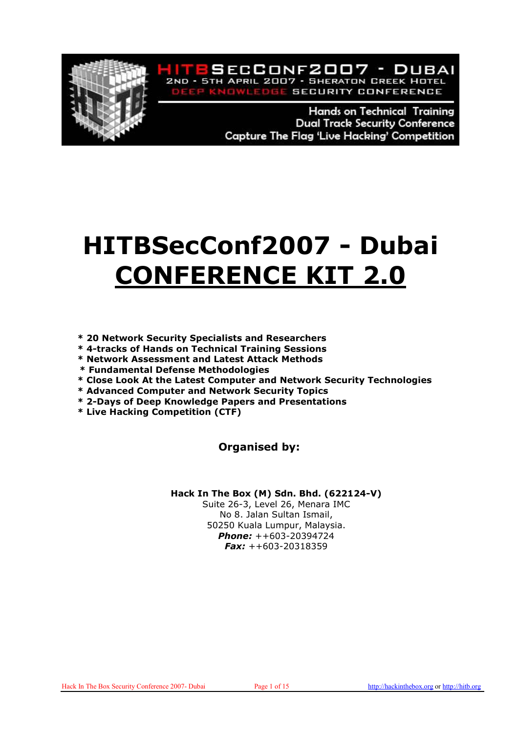HITBSECCONF2007 - DUBAI
2ND - 5TH APRIL 2007 - SHERATON CREEK HOTEL
DEEP KNOWLEDGE SECURITY CONFERENCE

Hands on Technical Training
Dual Track Security Conference
Capture The Flag 'Live Hacking' Competition

# HITBSecConf2007 - Dubai
# CONFERENCE KIT 2.0

**\* 20 Network Security Specialists and Researchers**
**\* 4-tracks of Hands on Technical Training Sessions**
**\* Network Assessment and Latest Attack Methods**
**\* Fundamental Defense Methodologies**
**\* Close Look At the Latest Computer and Network Security Technologies**
**\* Advanced Computer and Network Security Topics**
**\* 2-Days of Deep Knowledge Papers and Presentations**
**\* Live Hacking Competition (CTF)**

**Organised by:**

**Hack In The Box (M) Sdn. Bhd. (622124-V)**
Suite 26-3, Level 26, Menara IMC
No 8. Jalan Sultan Ismail,
50250 Kuala Lumpur, Malaysia.
***Phone:*** ++603-20394724
***Fax:*** ++603-20318359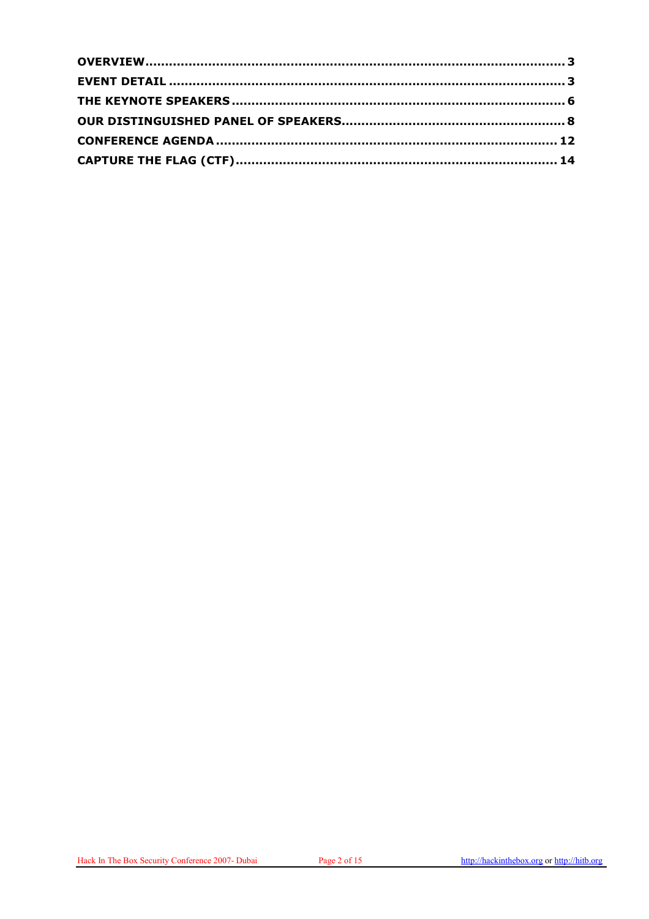**OVERVIEW** ........................................................................................................ **3**

**EVENT DETAIL** .................................................................................................. **3**

**THE KEYNOTE SPEAKERS** .................................................................................. **6**

**OUR DISTINGUISHED PANEL OF SPEAKERS** ........................................................ **8**

**CONFERENCE AGENDA** ..................................................................................... **12**

**CAPTURE THE FLAG (CTF)** ................................................................................ **14**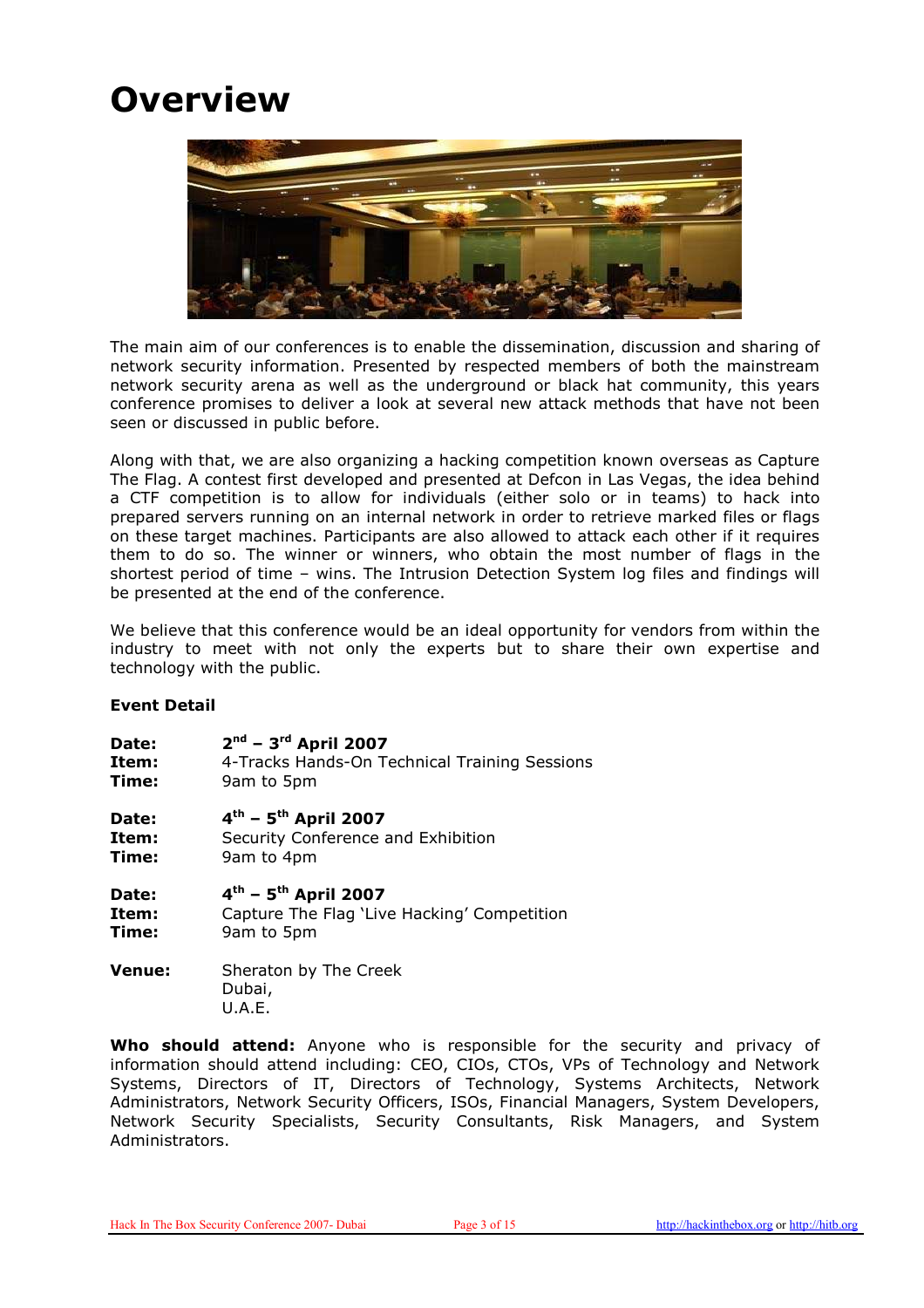# Overview

The main aim of our conferences is to enable the dissemination, discussion and sharing of network security information. Presented by respected members of both the mainstream network security arena as well as the underground or black hat community, this years conference promises to deliver a look at several new attack methods that have not been seen or discussed in public before.

Along with that, we are also organizing a hacking competition known overseas as Capture The Flag. A contest first developed and presented at Defcon in Las Vegas, the idea behind a CTF competition is to allow for individuals (either solo or in teams) to hack into prepared servers running on an internal network in order to retrieve marked files or flags on these target machines. Participants are also allowed to attack each other if it requires them to do so. The winner or winners, who obtain the most number of flags in the shortest period of time – wins. The Intrusion Detection System log files and findings will be presented at the end of the conference.

We believe that this conference would be an ideal opportunity for vendors from within the industry to meet with not only the experts but to share their own expertise and technology with the public.

**Event Detail**

**Date:** **2nd – 3rd April 2007**
**Item:** 4-Tracks Hands-On Technical Training Sessions
**Time:** 9am to 5pm

**Date:** **4th – 5th April 2007**
**Item:** Security Conference and Exhibition
**Time:** 9am to 4pm

**Date:** **4th – 5th April 2007**
**Item:** Capture The Flag 'Live Hacking' Competition
**Time:** 9am to 5pm

**Venue:** Sheraton by The Creek
Dubai,
U.A.E.

**Who should attend:** Anyone who is responsible for the security and privacy of information should attend including: CEO, CIOs, CTOs, VPs of Technology and Network Systems, Directors of IT, Directors of Technology, Systems Architects, Network Administrators, Network Security Officers, ISOs, Financial Managers, System Developers, Network Security Specialists, Security Consultants, Risk Managers, and System Administrators.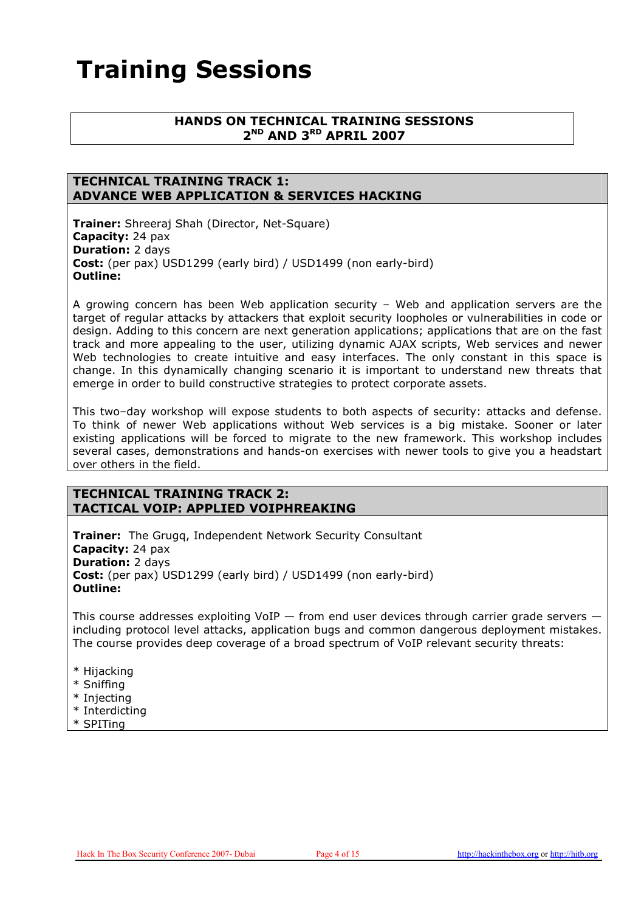# Training Sessions

**HANDS ON TECHNICAL TRAINING SESSIONS**
**2ND AND 3RD APRIL 2007**

## TECHNICAL TRAINING TRACK 1: ADVANCE WEB APPLICATION & SERVICES HACKING

**Trainer:** Shreeraj Shah (Director, Net-Square)
**Capacity:** 24 pax
**Duration:** 2 days
**Cost:** (per pax) USD1299 (early bird) / USD1499 (non early-bird)
**Outline:**

A growing concern has been Web application security – Web and application servers are the target of regular attacks by attackers that exploit security loopholes or vulnerabilities in code or design. Adding to this concern are next generation applications; applications that are on the fast track and more appealing to the user, utilizing dynamic AJAX scripts, Web services and newer Web technologies to create intuitive and easy interfaces. The only constant in this space is change. In this dynamically changing scenario it is important to understand new threats that emerge in order to build constructive strategies to protect corporate assets.

This two–day workshop will expose students to both aspects of security: attacks and defense. To think of newer Web applications without Web services is a big mistake. Sooner or later existing applications will be forced to migrate to the new framework. This workshop includes several cases, demonstrations and hands-on exercises with newer tools to give you a headstart over others in the field.

## TECHNICAL TRAINING TRACK 2: TACTICAL VOIP: APPLIED VOIPHREAKING

**Trainer:** The Grugq, Independent Network Security Consultant
**Capacity:** 24 pax
**Duration:** 2 days
**Cost:** (per pax) USD1299 (early bird) / USD1499 (non early-bird)
**Outline:**

This course addresses exploiting VoIP — from end user devices through carrier grade servers — including protocol level attacks, application bugs and common dangerous deployment mistakes. The course provides deep coverage of a broad spectrum of VoIP relevant security threats:

* Hijacking
* Sniffing
* Injecting
* Interdicting
* SPITing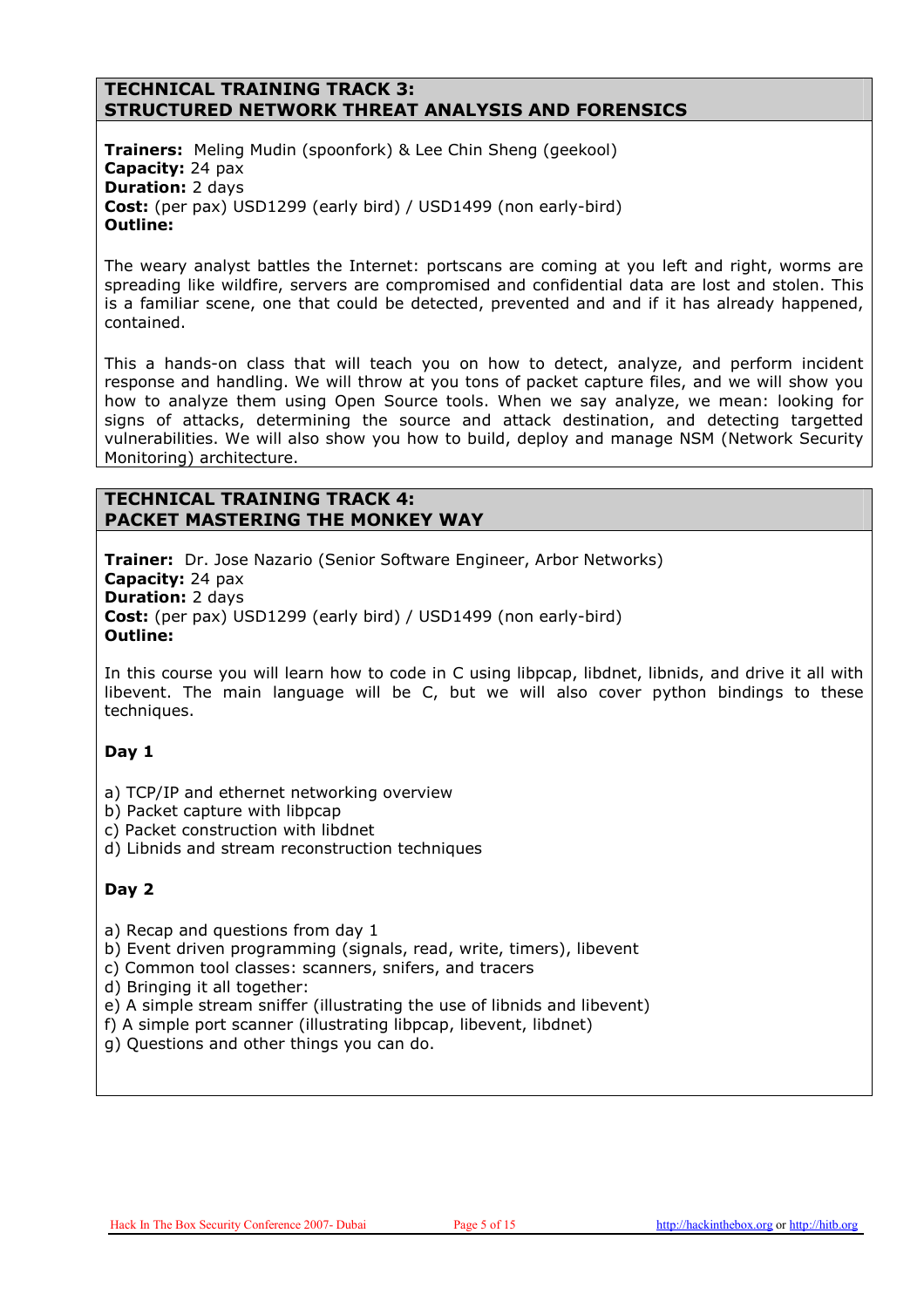## TECHNICAL TRAINING TRACK 3: STRUCTURED NETWORK THREAT ANALYSIS AND FORENSICS

**Trainers:** Meling Mudin (spoonfork) & Lee Chin Sheng (geekool)
**Capacity:** 24 pax
**Duration:** 2 days
**Cost:** (per pax) USD1299 (early bird) / USD1499 (non early-bird)
**Outline:**

The weary analyst battles the Internet: portscans are coming at you left and right, worms are spreading like wildfire, servers are compromised and confidential data are lost and stolen. This is a familiar scene, one that could be detected, prevented and and if it has already happened, contained.

This a hands-on class that will teach you on how to detect, analyze, and perform incident response and handling. We will throw at you tons of packet capture files, and we will show you how to analyze them using Open Source tools. When we say analyze, we mean: looking for signs of attacks, determining the source and attack destination, and detecting targetted vulnerabilities. We will also show you how to build, deploy and manage NSM (Network Security Monitoring) architecture.

## TECHNICAL TRAINING TRACK 4: PACKET MASTERING THE MONKEY WAY

**Trainer:** Dr. Jose Nazario (Senior Software Engineer, Arbor Networks)
**Capacity:** 24 pax
**Duration:** 2 days
**Cost:** (per pax) USD1299 (early bird) / USD1499 (non early-bird)
**Outline:**

In this course you will learn how to code in C using libpcap, libdnet, libnids, and drive it all with libevent. The main language will be C, but we will also cover python bindings to these techniques.

**Day 1**

a) TCP/IP and ethernet networking overview
b) Packet capture with libpcap
c) Packet construction with libdnet
d) Libnids and stream reconstruction techniques

**Day 2**

a) Recap and questions from day 1
b) Event driven programming (signals, read, write, timers), libevent
c) Common tool classes: scanners, snifers, and tracers
d) Bringing it all together:
e) A simple stream sniffer (illustrating the use of libnids and libevent)
f) A simple port scanner (illustrating libpcap, libevent, libdnet)
g) Questions and other things you can do.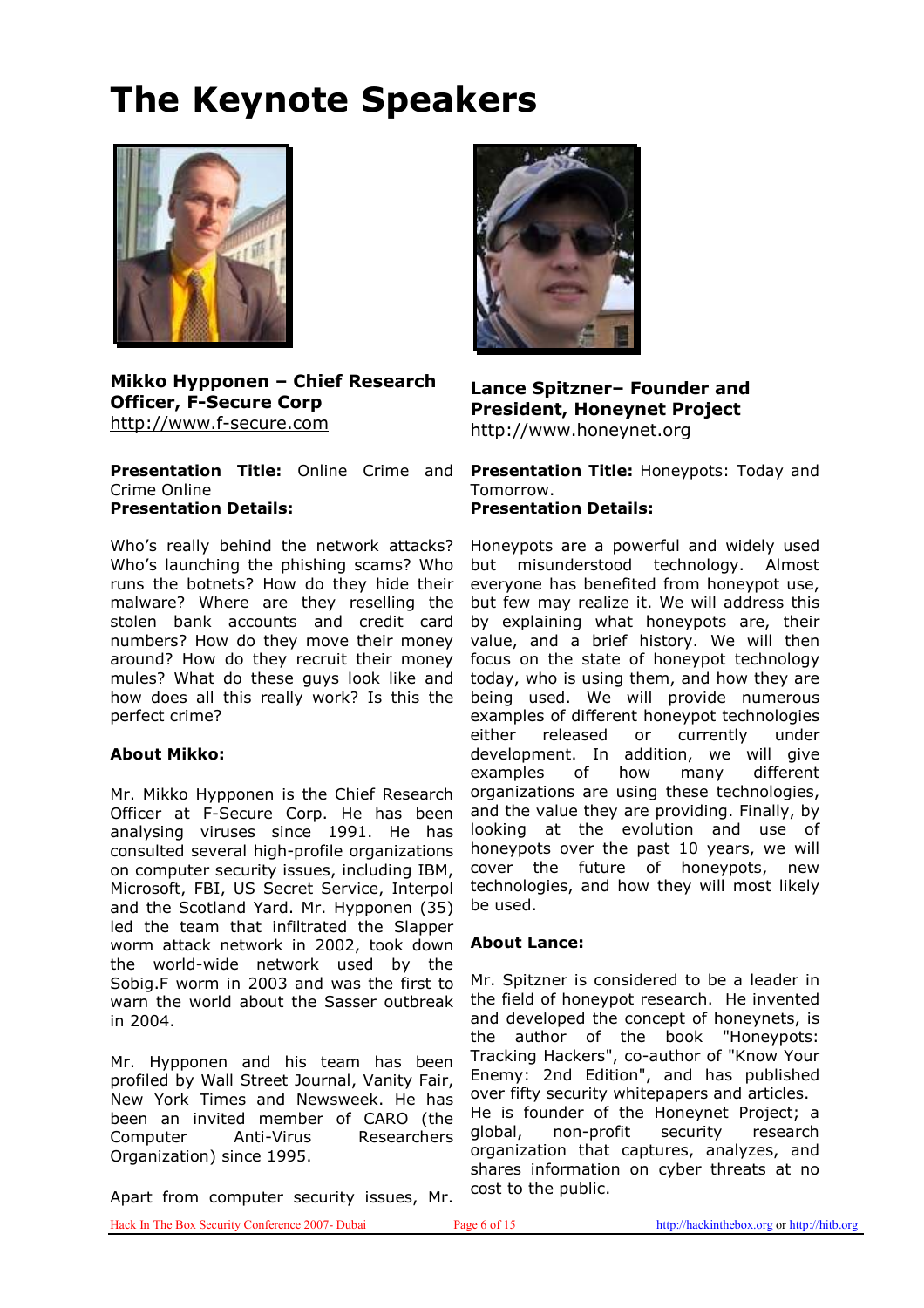# The Keynote Speakers

**Mikko Hypponen – Chief Research Officer, F-Secure Corp**
http://www.f-secure.com

**Presentation Title:** Online Crime and Crime Online
**Presentation Details:**

Who's really behind the network attacks? Who's launching the phishing scams? Who runs the botnets? How do they hide their malware? Where are they reselling the stolen bank accounts and credit card numbers? How do they move their money around? How do they recruit their money mules? What do these guys look like and how does all this really work? Is this the perfect crime?

**About Mikko:**

Mr. Mikko Hypponen is the Chief Research Officer at F-Secure Corp. He has been analysing viruses since 1991. He has consulted several high-profile organizations on computer security issues, including IBM, Microsoft, FBI, US Secret Service, Interpol and the Scotland Yard. Mr. Hypponen (35) led the team that infiltrated the Slapper worm attack network in 2002, took down the world-wide network used by the Sobig.F worm in 2003 and was the first to warn the world about the Sasser outbreak in 2004.

Mr. Hypponen and his team has been profiled by Wall Street Journal, Vanity Fair, New York Times and Newsweek. He has been an invited member of CARO (the Computer Anti-Virus Researchers Organization) since 1995.

Apart from computer security issues, Mr.

**Lance Spitzner– Founder and President, Honeynet Project**
http://www.honeynet.org

**Presentation Title:** Honeypots: Today and Tomorrow.
**Presentation Details:**

Honeypots are a powerful and widely used but misunderstood technology. Almost everyone has benefited from honeypot use, but few may realize it. We will address this by explaining what honeypots are, their value, and a brief history. We will then focus on the state of honeypot technology today, who is using them, and how they are being used. We will provide numerous examples of different honeypot technologies either released or currently under development. In addition, we will give examples of how many different organizations are using these technologies, and the value they are providing. Finally, by looking at the evolution and use of honeypots over the past 10 years, we will cover the future of honeypots, new technologies, and how they will most likely be used.

**About Lance:**

Mr. Spitzner is considered to be a leader in the field of honeypot research. He invented and developed the concept of honeynets, is the author of the book "Honeypots: Tracking Hackers", co-author of "Know Your Enemy: 2nd Edition", and has published over fifty security whitepapers and articles. He is founder of the Honeynet Project; a global, non-profit security research organization that captures, analyzes, and shares information on cyber threats at no cost to the public.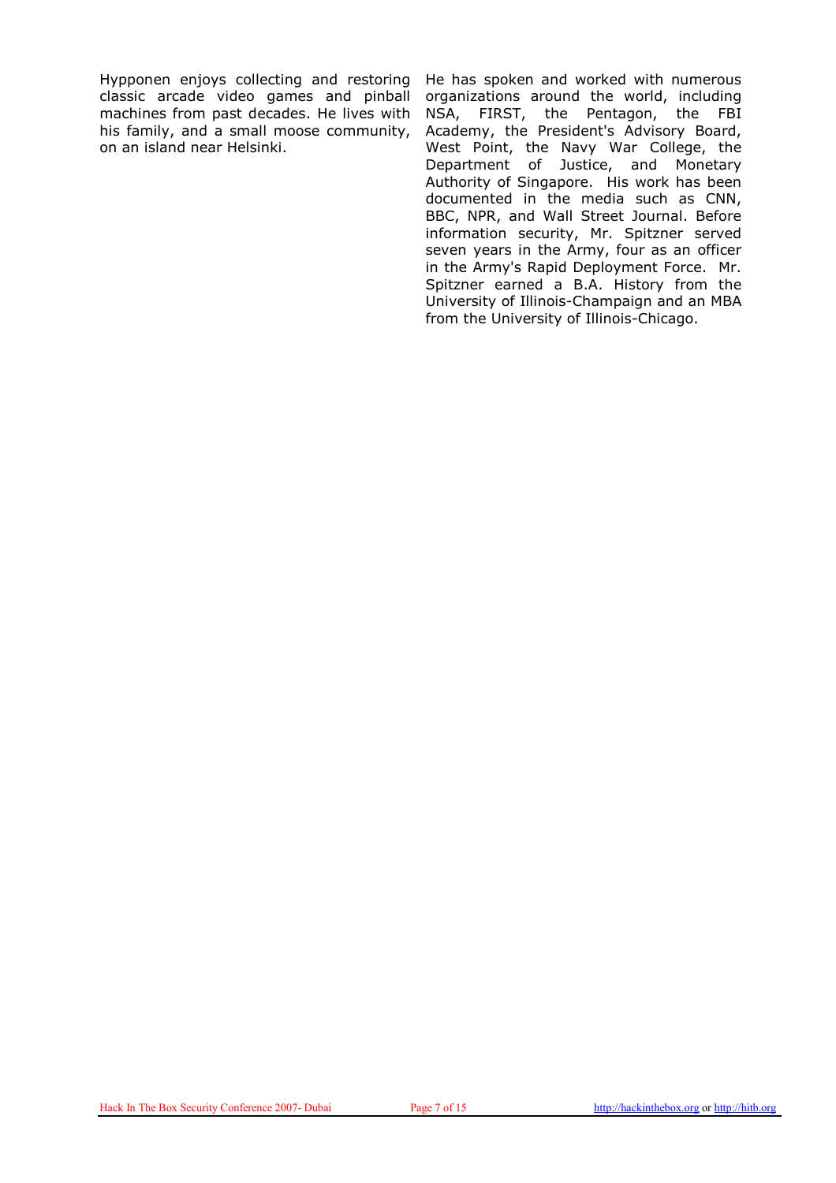Hypponen enjoys collecting and restoring classic arcade video games and pinball machines from past decades. He lives with his family, and a small moose community, on an island near Helsinki.

He has spoken and worked with numerous organizations around the world, including NSA, FIRST, the Pentagon, the FBI Academy, the President's Advisory Board, West Point, the Navy War College, the Department of Justice, and Monetary Authority of Singapore. His work has been documented in the media such as CNN, BBC, NPR, and Wall Street Journal. Before information security, Mr. Spitzner served seven years in the Army, four as an officer in the Army's Rapid Deployment Force. Mr. Spitzner earned a B.A. History from the University of Illinois-Champaign and an MBA from the University of Illinois-Chicago.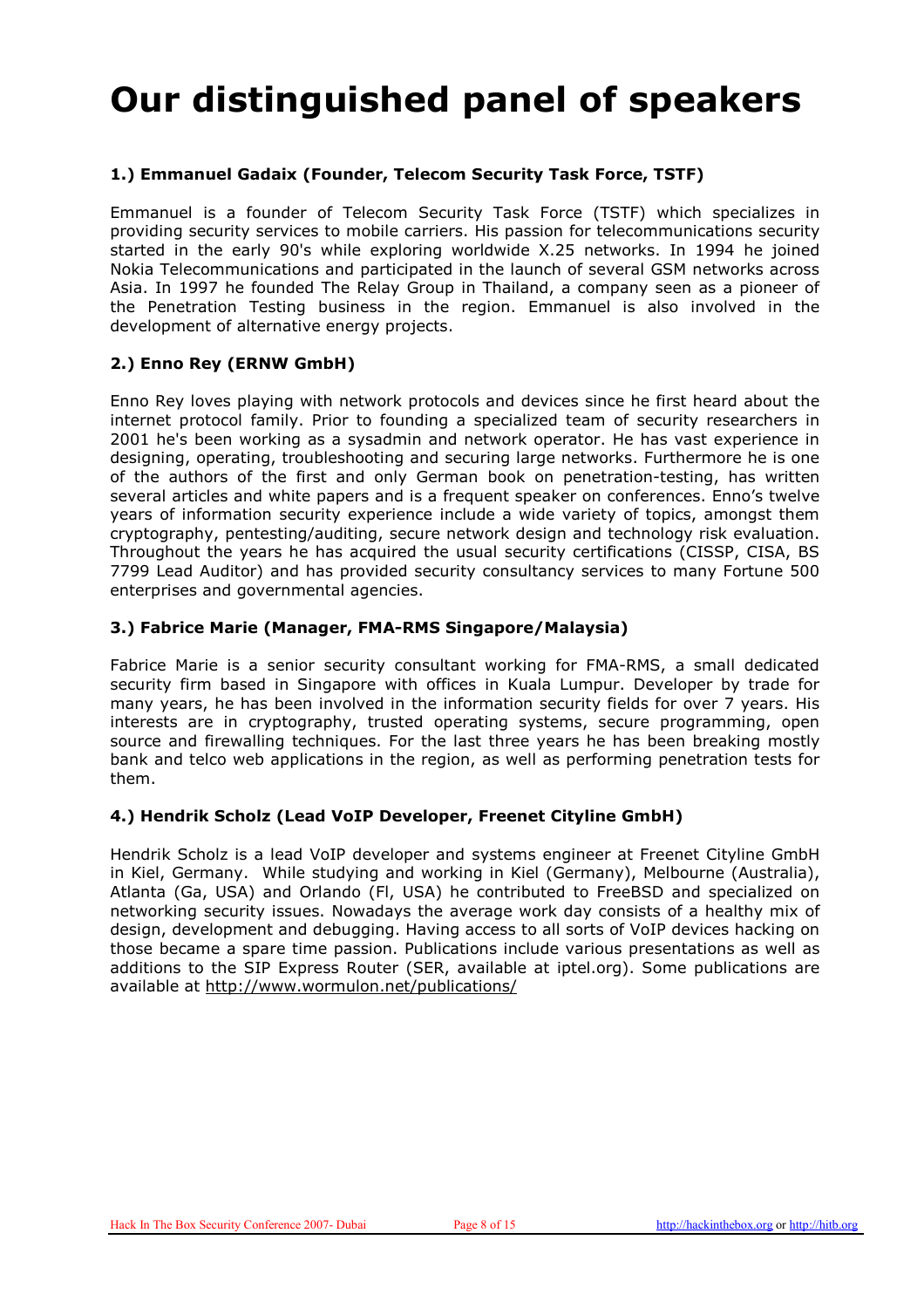# Our distinguished panel of speakers

### 1.) Emmanuel Gadaix (Founder, Telecom Security Task Force, TSTF)

Emmanuel is a founder of Telecom Security Task Force (TSTF) which specializes in providing security services to mobile carriers. His passion for telecommunications security started in the early 90's while exploring worldwide X.25 networks. In 1994 he joined Nokia Telecommunications and participated in the launch of several GSM networks across Asia. In 1997 he founded The Relay Group in Thailand, a company seen as a pioneer of the Penetration Testing business in the region. Emmanuel is also involved in the development of alternative energy projects.

### 2.) Enno Rey (ERNW GmbH)

Enno Rey loves playing with network protocols and devices since he first heard about the internet protocol family. Prior to founding a specialized team of security researchers in 2001 he's been working as a sysadmin and network operator. He has vast experience in designing, operating, troubleshooting and securing large networks. Furthermore he is one of the authors of the first and only German book on penetration-testing, has written several articles and white papers and is a frequent speaker on conferences. Enno's twelve years of information security experience include a wide variety of topics, amongst them cryptography, pentesting/auditing, secure network design and technology risk evaluation. Throughout the years he has acquired the usual security certifications (CISSP, CISA, BS 7799 Lead Auditor) and has provided security consultancy services to many Fortune 500 enterprises and governmental agencies.

### 3.) Fabrice Marie (Manager, FMA-RMS Singapore/Malaysia)

Fabrice Marie is a senior security consultant working for FMA-RMS, a small dedicated security firm based in Singapore with offices in Kuala Lumpur. Developer by trade for many years, he has been involved in the information security fields for over 7 years. His interests are in cryptography, trusted operating systems, secure programming, open source and firewalling techniques. For the last three years he has been breaking mostly bank and telco web applications in the region, as well as performing penetration tests for them.

### 4.) Hendrik Scholz (Lead VoIP Developer, Freenet Cityline GmbH)

Hendrik Scholz is a lead VoIP developer and systems engineer at Freenet Cityline GmbH in Kiel, Germany. While studying and working in Kiel (Germany), Melbourne (Australia), Atlanta (Ga, USA) and Orlando (Fl, USA) he contributed to FreeBSD and specialized on networking security issues. Nowadays the average work day consists of a healthy mix of design, development and debugging. Having access to all sorts of VoIP devices hacking on those became a spare time passion. Publications include various presentations as well as additions to the SIP Express Router (SER, available at iptel.org). Some publications are available at http://www.wormulon.net/publications/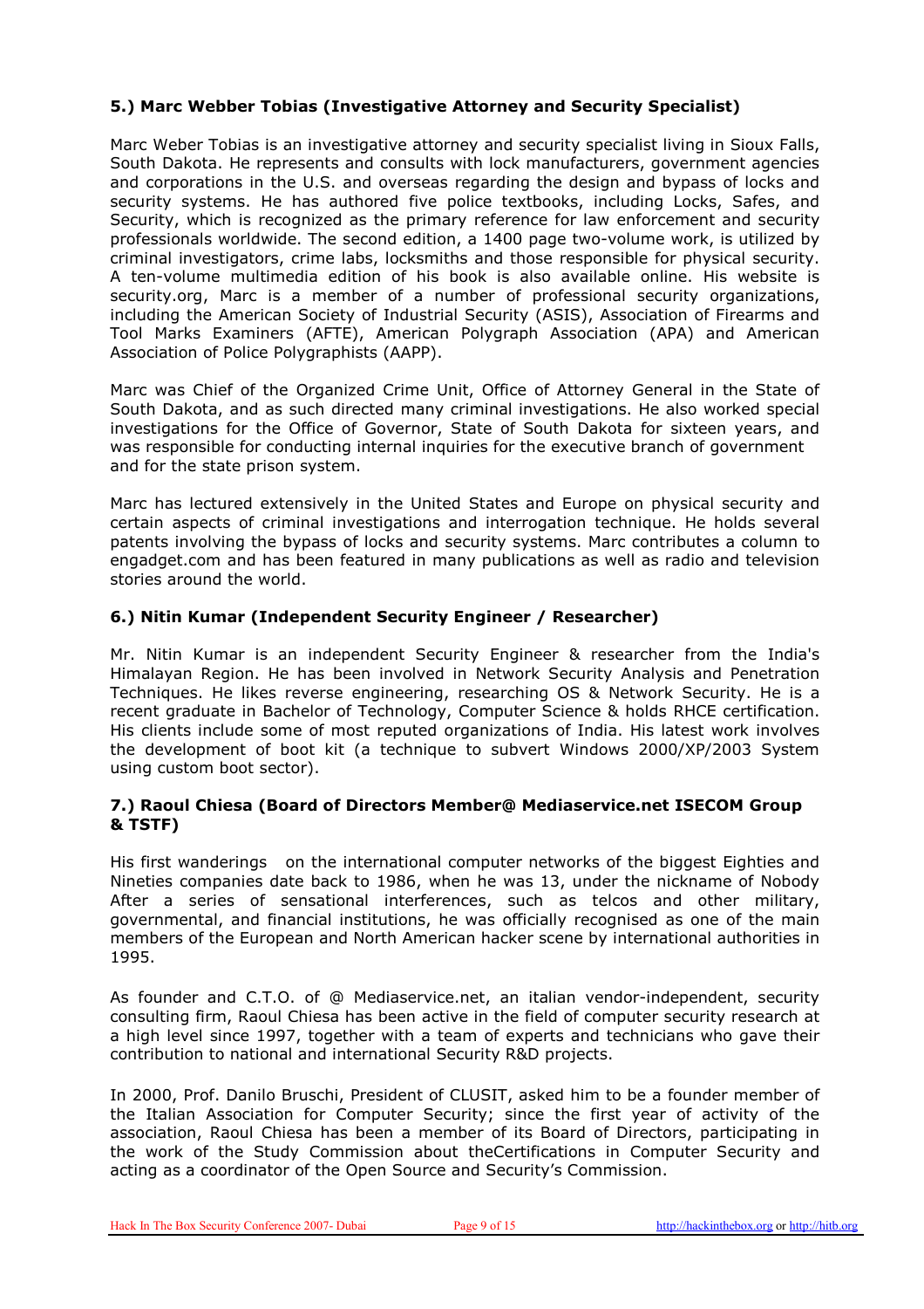### 5.) Marc Webber Tobias (Investigative Attorney and Security Specialist)

Marc Weber Tobias is an investigative attorney and security specialist living in Sioux Falls, South Dakota. He represents and consults with lock manufacturers, government agencies and corporations in the U.S. and overseas regarding the design and bypass of locks and security systems. He has authored five police textbooks, including Locks, Safes, and Security, which is recognized as the primary reference for law enforcement and security professionals worldwide. The second edition, a 1400 page two-volume work, is utilized by criminal investigators, crime labs, locksmiths and those responsible for physical security. A ten-volume multimedia edition of his book is also available online. His website is security.org, Marc is a member of a number of professional security organizations, including the American Society of Industrial Security (ASIS), Association of Firearms and Tool Marks Examiners (AFTE), American Polygraph Association (APA) and American Association of Police Polygraphists (AAPP).

Marc was Chief of the Organized Crime Unit, Office of Attorney General in the State of South Dakota, and as such directed many criminal investigations. He also worked special investigations for the Office of Governor, State of South Dakota for sixteen years, and was responsible for conducting internal inquiries for the executive branch of government and for the state prison system.

Marc has lectured extensively in the United States and Europe on physical security and certain aspects of criminal investigations and interrogation technique. He holds several patents involving the bypass of locks and security systems. Marc contributes a column to engadget.com and has been featured in many publications as well as radio and television stories around the world.

### 6.) Nitin Kumar (Independent Security Engineer / Researcher)

Mr. Nitin Kumar is an independent Security Engineer & researcher from the India's Himalayan Region. He has been involved in Network Security Analysis and Penetration Techniques. He likes reverse engineering, researching OS & Network Security. He is a recent graduate in Bachelor of Technology, Computer Science & holds RHCE certification. His clients include some of most reputed organizations of India. His latest work involves the development of boot kit (a technique to subvert Windows 2000/XP/2003 System using custom boot sector).

### 7.) Raoul Chiesa (Board of Directors Member@ Mediaservice.net ISECOM Group & TSTF)

His first wanderings on the international computer networks of the biggest Eighties and Nineties companies date back to 1986, when he was 13, under the nickname of Nobody After a series of sensational interferences, such as telcos and other military, governmental, and financial institutions, he was officially recognised as one of the main members of the European and North American hacker scene by international authorities in 1995.

As founder and C.T.O. of @ Mediaservice.net, an italian vendor-independent, security consulting firm, Raoul Chiesa has been active in the field of computer security research at a high level since 1997, together with a team of experts and technicians who gave their contribution to national and international Security R&D projects.

In 2000, Prof. Danilo Bruschi, President of CLUSIT, asked him to be a founder member of the Italian Association for Computer Security; since the first year of activity of the association, Raoul Chiesa has been a member of its Board of Directors, participating in the work of the Study Commission about theCertifications in Computer Security and acting as a coordinator of the Open Source and Security's Commission.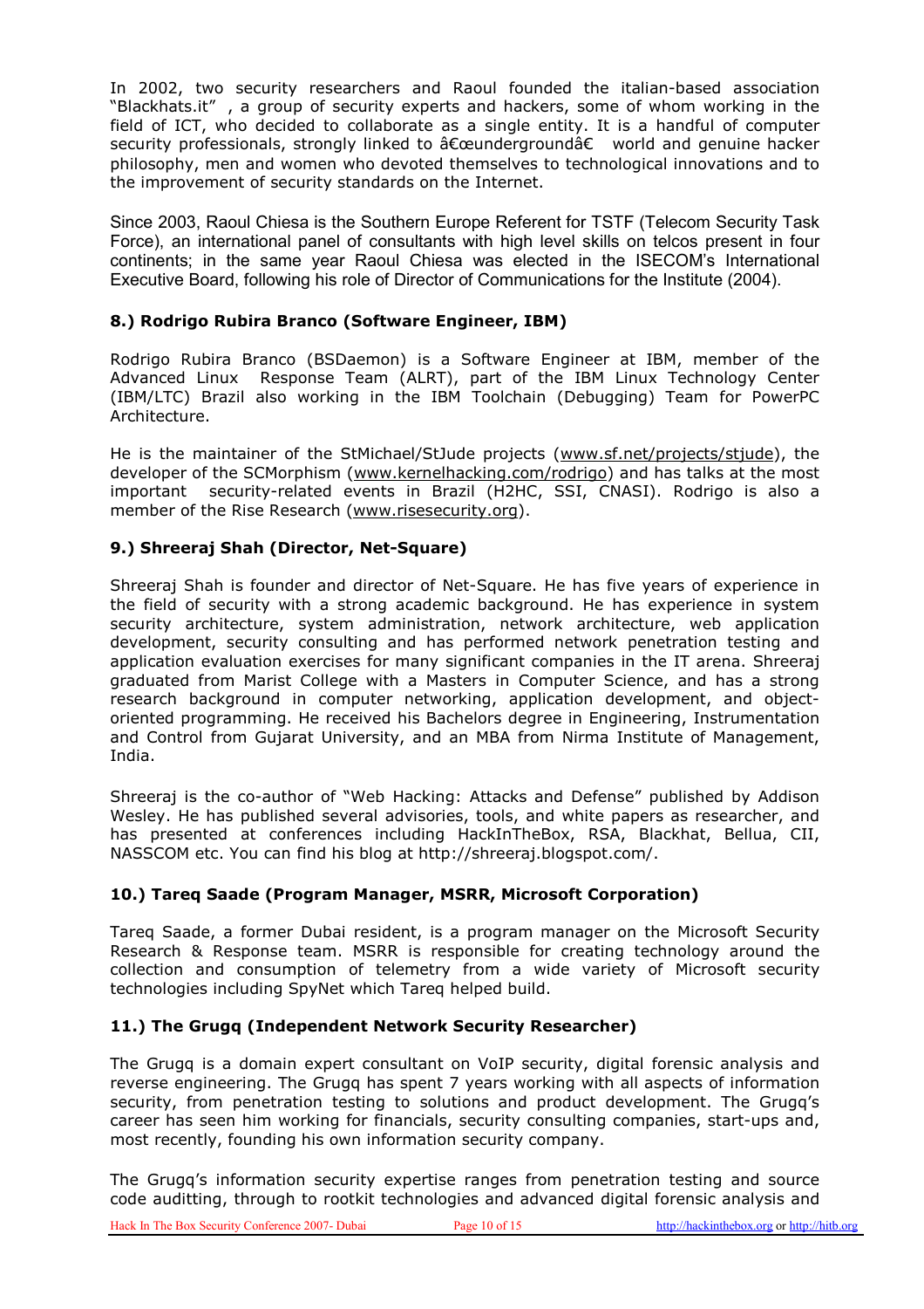In 2002, two security researchers and Raoul founded the italian-based association "Blackhats.it" , a group of security experts and hackers, some of whom working in the field of ICT, who decided to collaborate as a single entity. It is a handful of computer security professionals, strongly linked to â€œundergroundâ€ world and genuine hacker philosophy, men and women who devoted themselves to technological innovations and to the improvement of security standards on the Internet.

Since 2003, Raoul Chiesa is the Southern Europe Referent for TSTF (Telecom Security Task Force), an international panel of consultants with high level skills on telcos present in four continents; in the same year Raoul Chiesa was elected in the ISECOM's International Executive Board, following his role of Director of Communications for the Institute (2004).

### 8.) Rodrigo Rubira Branco (Software Engineer, IBM)

Rodrigo Rubira Branco (BSDaemon) is a Software Engineer at IBM, member of the Advanced Linux Response Team (ALRT), part of the IBM Linux Technology Center (IBM/LTC) Brazil also working in the IBM Toolchain (Debugging) Team for PowerPC Architecture.

He is the maintainer of the StMichael/StJude projects (www.sf.net/projects/stjude), the developer of the SCMorphism (www.kernelhacking.com/rodrigo) and has talks at the most important security-related events in Brazil (H2HC, SSI, CNASI). Rodrigo is also a member of the Rise Research (www.risesecurity.org).

### 9.) Shreeraj Shah (Director, Net-Square)

Shreeraj Shah is founder and director of Net-Square. He has five years of experience in the field of security with a strong academic background. He has experience in system security architecture, system administration, network architecture, web application development, security consulting and has performed network penetration testing and application evaluation exercises for many significant companies in the IT arena. Shreeraj graduated from Marist College with a Masters in Computer Science, and has a strong research background in computer networking, application development, and object-oriented programming. He received his Bachelors degree in Engineering, Instrumentation and Control from Gujarat University, and an MBA from Nirma Institute of Management, India.

Shreeraj is the co-author of "Web Hacking: Attacks and Defense" published by Addison Wesley. He has published several advisories, tools, and white papers as researcher, and has presented at conferences including HackInTheBox, RSA, Blackhat, Bellua, CII, NASSCOM etc. You can find his blog at http://shreeraj.blogspot.com/.

### 10.) Tareq Saade (Program Manager, MSRR, Microsoft Corporation)

Tareq Saade, a former Dubai resident, is a program manager on the Microsoft Security Research & Response team. MSRR is responsible for creating technology around the collection and consumption of telemetry from a wide variety of Microsoft security technologies including SpyNet which Tareq helped build.

### 11.) The Grugq (Independent Network Security Researcher)

The Grugq is a domain expert consultant on VoIP security, digital forensic analysis and reverse engineering. The Grugq has spent 7 years working with all aspects of information security, from penetration testing to solutions and product development. The Grugq's career has seen him working for financials, security consulting companies, start-ups and, most recently, founding his own information security company.

The Grugq's information security expertise ranges from penetration testing and source code auditting, through to rootkit technologies and advanced digital forensic analysis and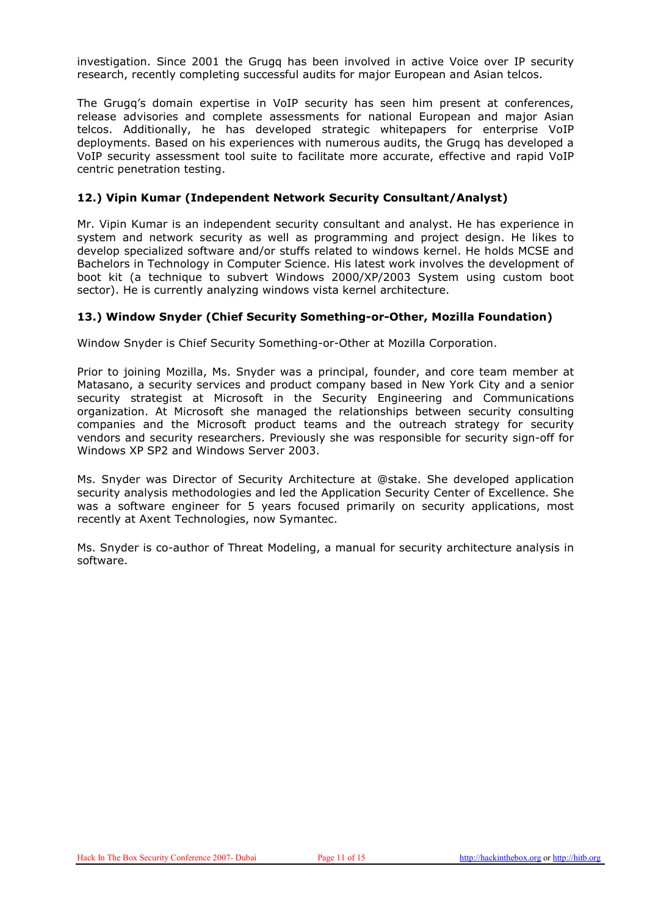investigation. Since 2001 the Grugq has been involved in active Voice over IP security research, recently completing successful audits for major European and Asian telcos.

The Grugq's domain expertise in VoIP security has seen him present at conferences, release advisories and complete assessments for national European and major Asian telcos. Additionally, he has developed strategic whitepapers for enterprise VoIP deployments. Based on his experiences with numerous audits, the Grugq has developed a VoIP security assessment tool suite to facilitate more accurate, effective and rapid VoIP centric penetration testing.

### 12.) Vipin Kumar (Independent Network Security Consultant/Analyst)

Mr. Vipin Kumar is an independent security consultant and analyst. He has experience in system and network security as well as programming and project design. He likes to develop specialized software and/or stuffs related to windows kernel. He holds MCSE and Bachelors in Technology in Computer Science. His latest work involves the development of boot kit (a technique to subvert Windows 2000/XP/2003 System using custom boot sector). He is currently analyzing windows vista kernel architecture.

### 13.) Window Snyder (Chief Security Something-or-Other, Mozilla Foundation)

Window Snyder is Chief Security Something-or-Other at Mozilla Corporation.

Prior to joining Mozilla, Ms. Snyder was a principal, founder, and core team member at Matasano, a security services and product company based in New York City and a senior security strategist at Microsoft in the Security Engineering and Communications organization. At Microsoft she managed the relationships between security consulting companies and the Microsoft product teams and the outreach strategy for security vendors and security researchers. Previously she was responsible for security sign-off for Windows XP SP2 and Windows Server 2003.

Ms. Snyder was Director of Security Architecture at @stake. She developed application security analysis methodologies and led the Application Security Center of Excellence. She was a software engineer for 5 years focused primarily on security applications, most recently at Axent Technologies, now Symantec.

Ms. Snyder is co-author of Threat Modeling, a manual for security architecture analysis in software.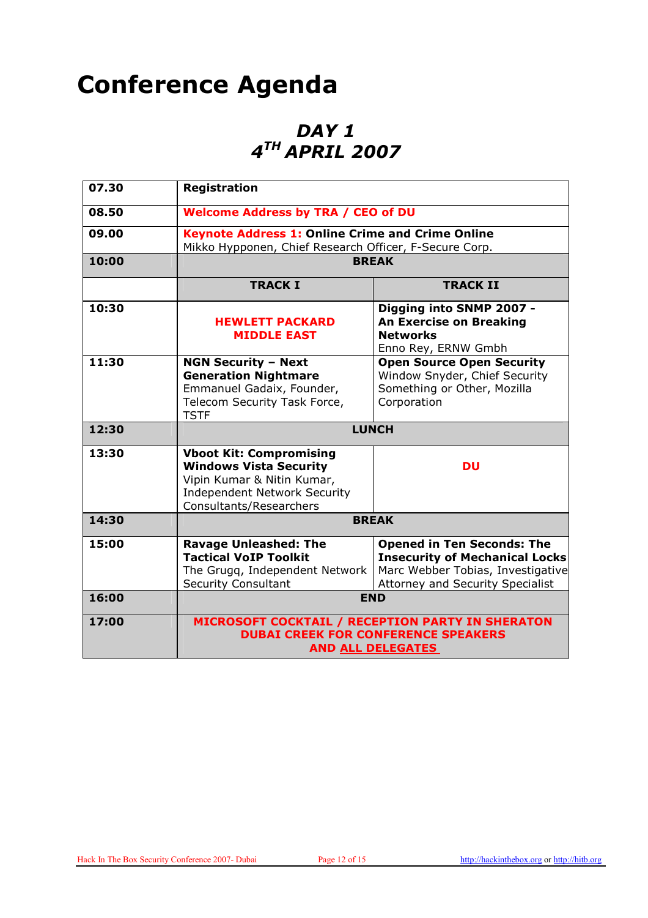# Conference Agenda

## *DAY 1*
## *4TH APRIL 2007*

| | | |
|---|---|---|
| **07.30** | **Registration** | |
| **08.50** | **Welcome Address by TRA / CEO of DU** | |
| **09.00** | **Keynote Address 1: Online Crime and Crime Online** Mikko Hypponen, Chief Research Officer, F-Secure Corp. | |
| **10:00** | **BREAK** | |
| | **TRACK I** | **TRACK II** |
| **10:30** | **HEWLETT PACKARD MIDDLE EAST** | **Digging into SNMP 2007 - An Exercise on Breaking Networks** Enno Rey, ERNW Gmbh |
| **11:30** | **NGN Security – Next Generation Nightmare** Emmanuel Gadaix, Founder, Telecom Security Task Force, TSTF | **Open Source Open Security** Window Snyder, Chief Security Something or Other, Mozilla Corporation |
| **12:30** | **LUNCH** | |
| **13:30** | **Vboot Kit: Compromising Windows Vista Security** Vipin Kumar & Nitin Kumar, Independent Network Security Consultants/Researchers | **DU** |
| **14:30** | **BREAK** | |
| **15:00** | **Ravage Unleashed: The Tactical VoIP Toolkit** The Grugq, Independent Network Security Consultant | **Opened in Ten Seconds: The Insecurity of Mechanical Locks** Marc Webber Tobias, Investigative Attorney and Security Specialist |
| **16:00** | **END** | |
| **17:00** | **MICROSOFT COCKTAIL / RECEPTION PARTY IN SHERATON DUBAI CREEK FOR CONFERENCE SPEAKERS AND ALL DELEGATES** | |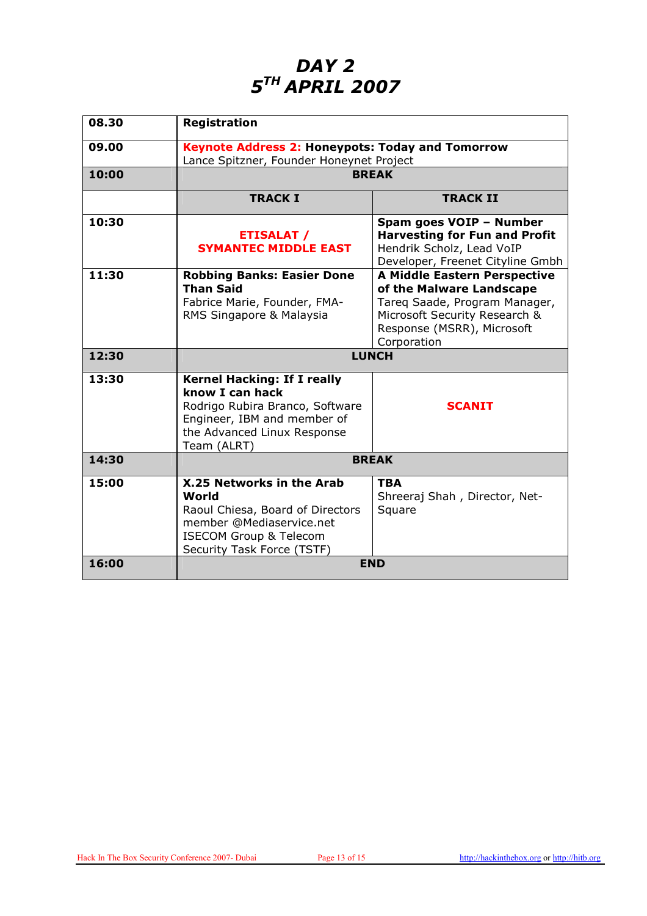# DAY 2
# 5TH APRIL 2007

| | | |
|---|---|---|
| 08.30 | **Registration** | |
| 09.00 | **Keynote Address 2: Honeypots: Today and Tomorrow** Lance Spitzner, Founder Honeynet Project | |
| 10:00 | **BREAK** | |
| | **TRACK I** | **TRACK II** |
| 10:30 | **ETISALAT / SYMANTEC MIDDLE EAST** | **Spam goes VOIP – Number Harvesting for Fun and Profit** Hendrik Scholz, Lead VoIP Developer, Freenet Cityline Gmbh |
| 11:30 | **Robbing Banks: Easier Done Than Said** Fabrice Marie, Founder, FMA-RMS Singapore & Malaysia | **A Middle Eastern Perspective of the Malware Landscape** Tareq Saade, Program Manager, Microsoft Security Research & Response (MSRR), Microsoft Corporation |
| 12:30 | **LUNCH** | |
| 13:30 | **Kernel Hacking: If I really know I can hack** Rodrigo Rubira Branco, Software Engineer, IBM and member of the Advanced Linux Response Team (ALRT) | **SCANIT** |
| 14:30 | **BREAK** | |
| 15:00 | **X.25 Networks in the Arab World** Raoul Chiesa, Board of Directors member @Mediaservice.net ISECOM Group & Telecom Security Task Force (TSTF) | **TBA** Shreeraj Shah , Director, Net-Square |
| 16:00 | **END** | |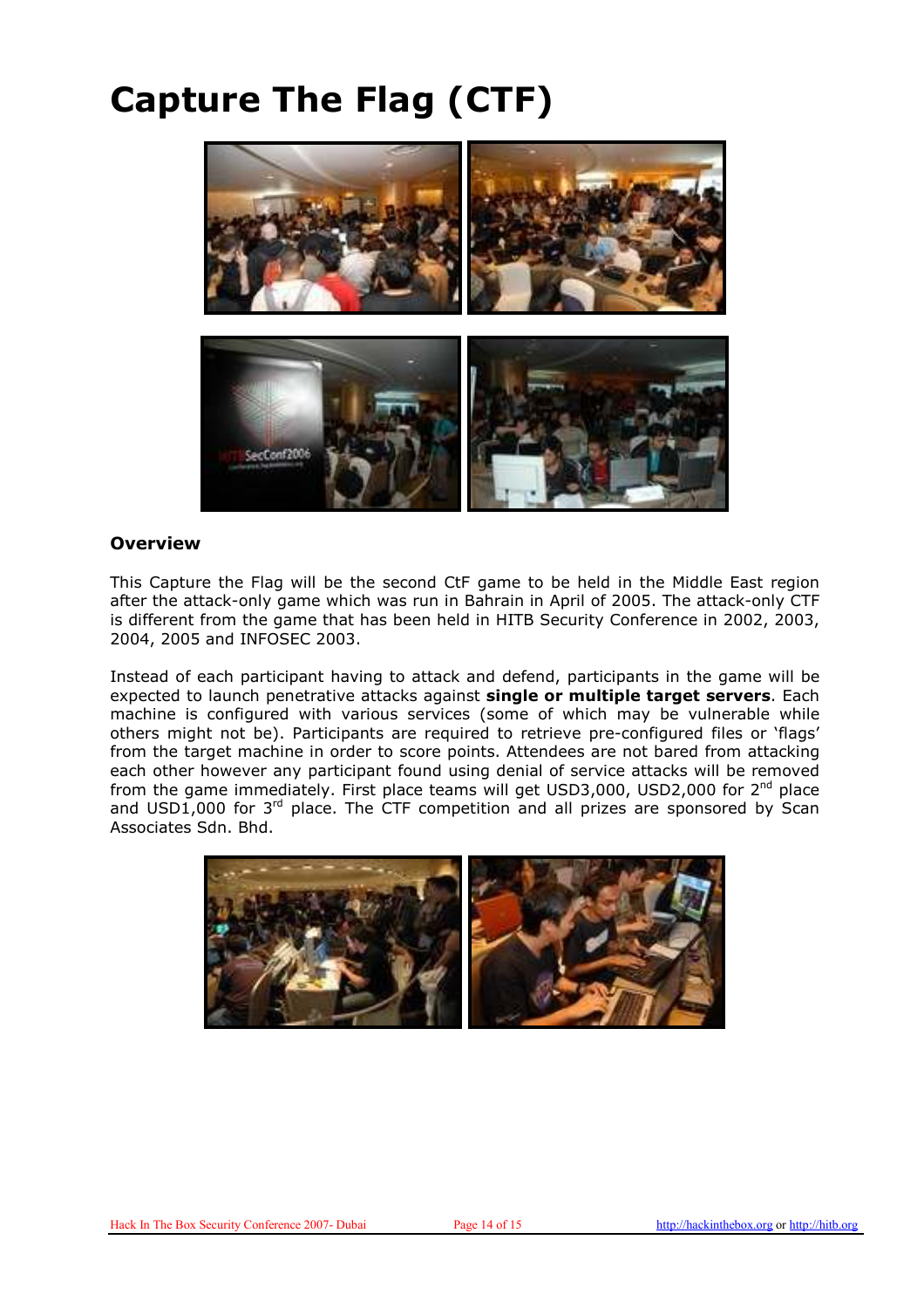# Capture The Flag (CTF)

### Overview

This Capture the Flag will be the second CtF game to be held in the Middle East region after the attack-only game which was run in Bahrain in April of 2005. The attack-only CTF is different from the game that has been held in HITB Security Conference in 2002, 2003, 2004, 2005 and INFOSEC 2003.

Instead of each participant having to attack and defend, participants in the game will be expected to launch penetrative attacks against **single or multiple target servers**. Each machine is configured with various services (some of which may be vulnerable while others might not be). Participants are required to retrieve pre-configured files or 'flags' from the target machine in order to score points. Attendees are not bared from attacking each other however any participant found using denial of service attacks will be removed from the game immediately. First place teams will get USD3,000, USD2,000 for 2nd place and USD1,000 for 3rd place. The CTF competition and all prizes are sponsored by Scan Associates Sdn. Bhd.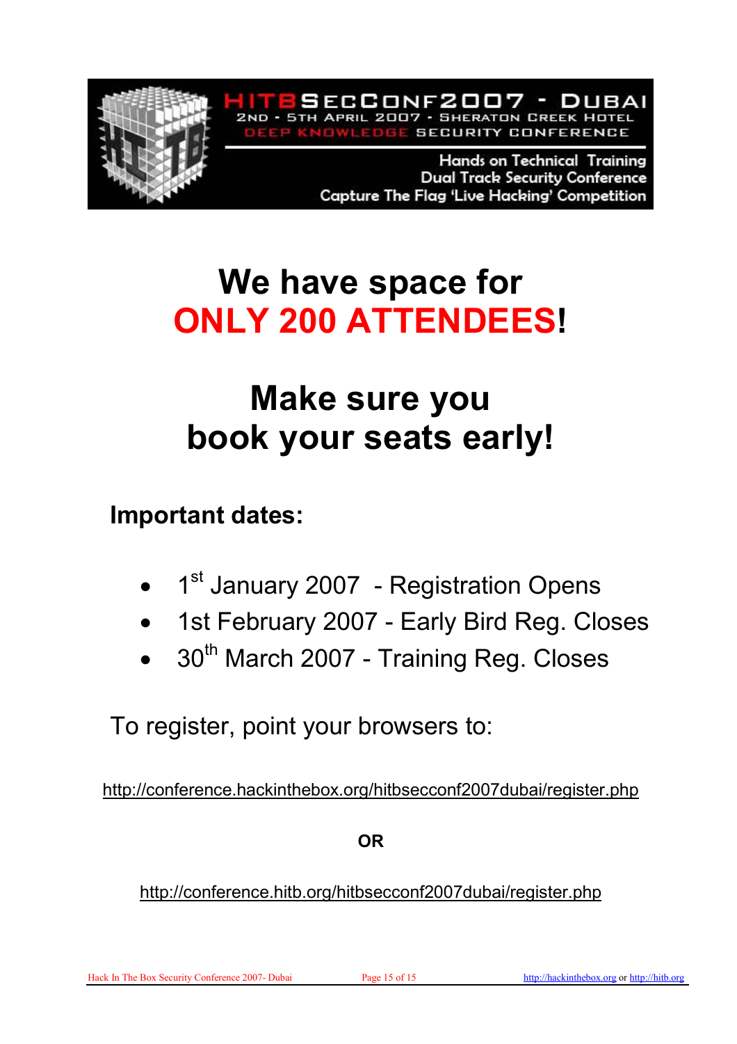HITBSECCONF2007 - DUBAI

2ND - 5TH APRIL 2007 - SHERATON CREEK HOTEL

DEEP KNOWLEDGE SECURITY CONFERENCE

Hands on Technical Training

Dual Track Security Conference

Capture The Flag 'Live Hacking' Competition

# We have space for ONLY 200 ATTENDEES!

# Make sure you book your seats early!

## Important dates:

- 1st January 2007 - Registration Opens
- 1st February 2007 - Early Bird Reg. Closes
- 30th March 2007 - Training Reg. Closes

To register, point your browsers to:

http://conference.hackinthebox.org/hitbsecconf2007dubai/register.php

**OR**

http://conference.hitb.org/hitbsecconf2007dubai/register.php